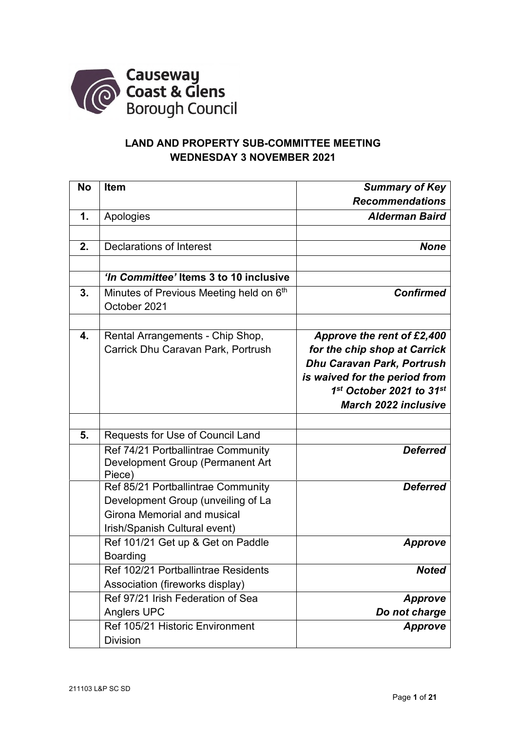Causeway Coast & Glens Borough Council

# LAND AND PROPERTY SUB-COMMITTEE MEETING
## WEDNESDAY 3 NOVEMBER 2021

| No | Item | *Summary of Key Recommendations* |
|---|---|---|
| **1.** | Apologies | ***Alderman Baird*** |
| | | |
| **2.** | Declarations of Interest | ***None*** |
| | | |
| | ***'In Committee'* Items 3 to 10 inclusive** | |
| **3.** | Minutes of Previous Meeting held on 6th October 2021 | ***Confirmed*** |
| | | |
| **4.** | Rental Arrangements - Chip Shop, Carrick Dhu Caravan Park, Portrush | ***Approve the rent of £2,400 for the chip shop at Carrick Dhu Caravan Park, Portrush is waived for the period from 1st October 2021 to 31st March 2022 inclusive*** |
| | | |
| **5.** | Requests for Use of Council Land | |
| | Ref 74/21 Portballintrae Community Development Group (Permanent Art Piece) | ***Deferred*** |
| | Ref 85/21 Portballintrae Community Development Group (unveiling of La Girona Memorial and musical Irish/Spanish Cultural event) | ***Deferred*** |
| | Ref 101/21 Get up & Get on Paddle Boarding | ***Approve*** |
| | Ref 102/21 Portballintrae Residents Association (fireworks display) | ***Noted*** |
| | Ref 97/21 Irish Federation of Sea Anglers UPC | ***Approve*** ***Do not charge*** |
| | Ref 105/21 Historic Environment Division | ***Approve*** |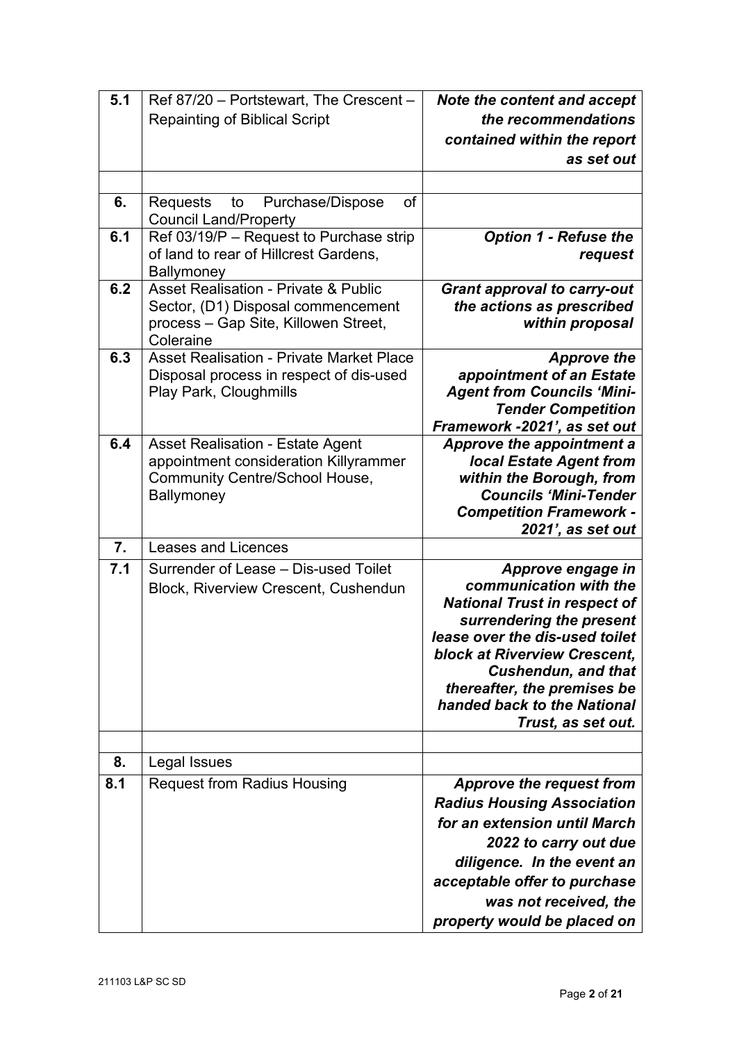| 5.1 | Ref 87/20 – Portstewart, The Crescent – Repainting of Biblical Script | ***Note the content and accept the recommendations contained within the report as set out*** |
|---|---|---|
| | | |
| 6. | Requests to Purchase/Dispose of Council Land/Property | |
| 6.1 | Ref 03/19/P – Request to Purchase strip of land to rear of Hillcrest Gardens, Ballymoney | ***Option 1 - Refuse the request*** |
| 6.2 | Asset Realisation - Private & Public Sector, (D1) Disposal commencement process – Gap Site, Killowen Street, Coleraine | ***Grant approval to carry-out the actions as prescribed within proposal*** |
| 6.3 | Asset Realisation - Private Market Place Disposal process in respect of dis-used Play Park, Cloughmills | ***Approve the appointment of an Estate Agent from Councils 'Mini-Tender Competition Framework -2021', as set out*** |
| 6.4 | Asset Realisation - Estate Agent appointment consideration Killyrammer Community Centre/School House, Ballymoney | ***Approve the appointment a local Estate Agent from within the Borough, from Councils 'Mini-Tender Competition Framework - 2021', as set out*** |
| 7. | Leases and Licences | |
| 7.1 | Surrender of Lease – Dis-used Toilet Block, Riverview Crescent, Cushendun | ***Approve engage in communication with the National Trust in respect of surrendering the present lease over the dis-used toilet block at Riverview Crescent, Cushendun, and that thereafter, the premises be handed back to the National Trust, as set out.*** |
| | | |
| 8. | Legal Issues | |
| 8.1 | Request from Radius Housing | ***Approve the request from Radius Housing Association for an extension until March 2022 to carry out due diligence. In the event an acceptable offer to purchase was not received, the property would be placed on*** |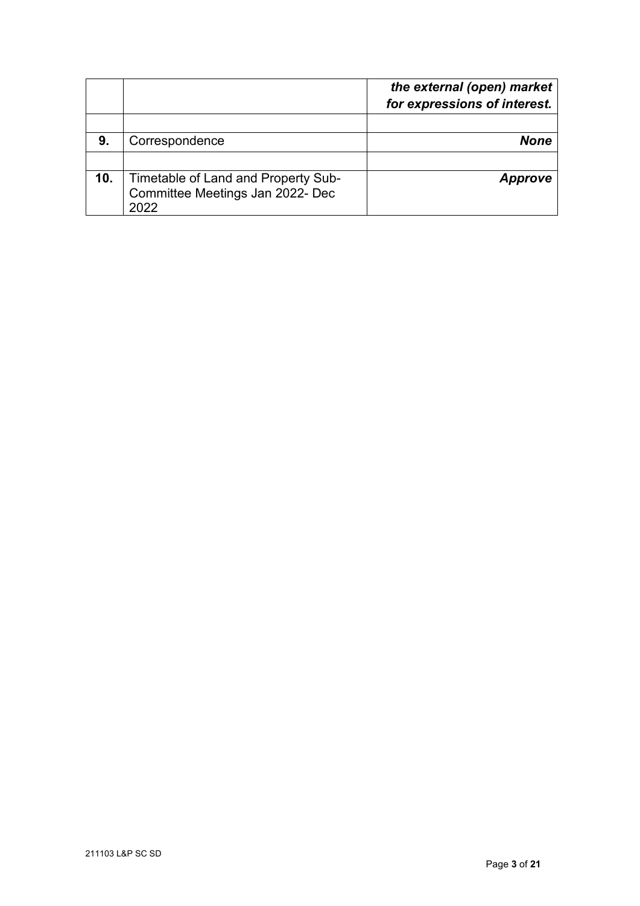| | | |
|---|---|---|
| | | ***the external (open) market for expressions of interest.*** |
| | | |
| **9.** | Correspondence | ***None*** |
| | | |
| **10.** | Timetable of Land and Property Sub-Committee Meetings Jan 2022- Dec 2022 | ***Approve*** |

211103 L&P SC SD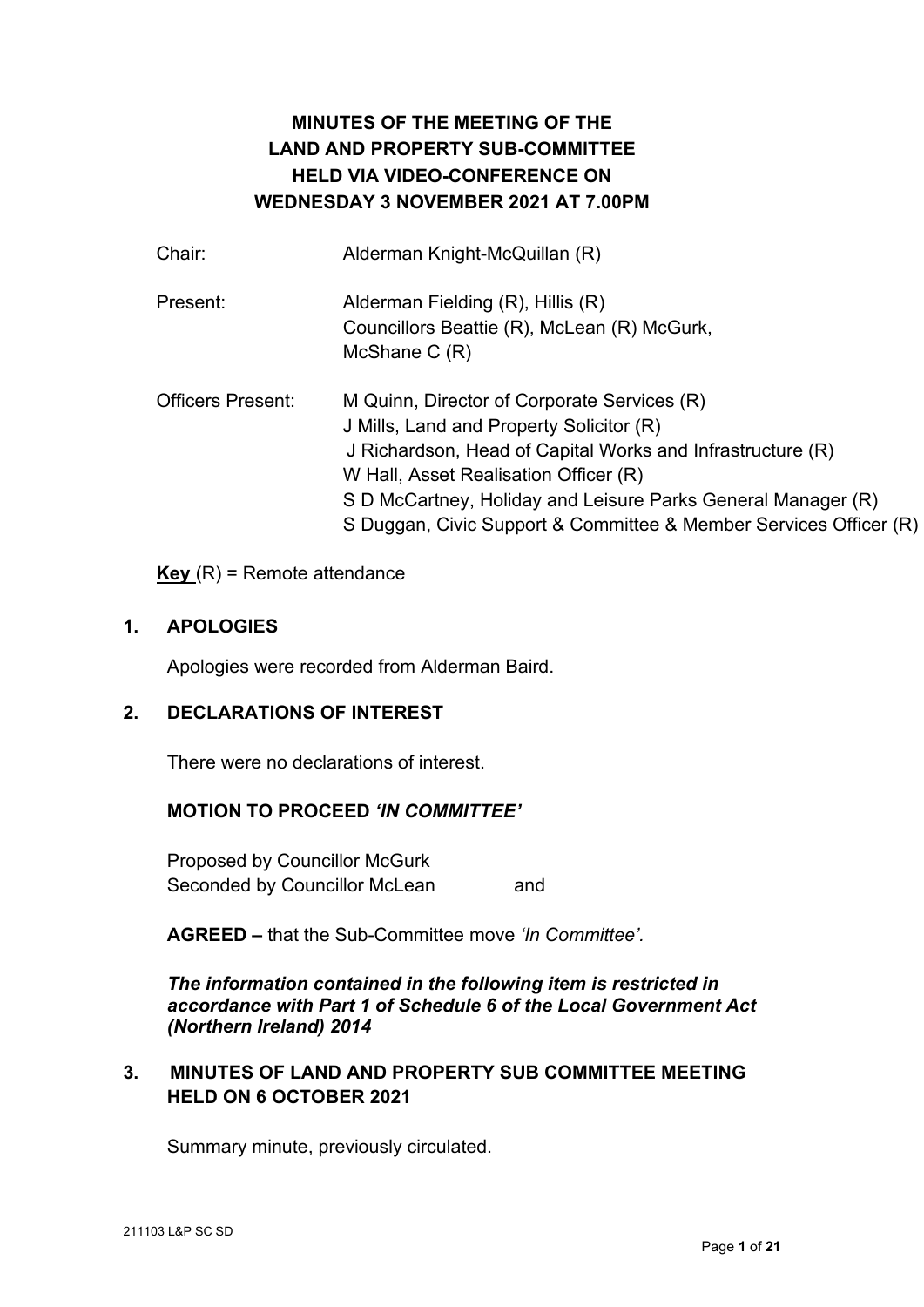# MINUTES OF THE MEETING OF THE LAND AND PROPERTY SUB-COMMITTEE HELD VIA VIDEO-CONFERENCE ON WEDNESDAY 3 NOVEMBER 2021 AT 7.00PM

| | |
|---|---|
| Chair: | Alderman Knight-McQuillan (R) |
| Present: | Alderman Fielding (R), Hillis (R)<br>Councillors Beattie (R), McLean (R) McGurk, McShane C (R) |
| Officers Present: | M Quinn, Director of Corporate Services (R)<br>J Mills, Land and Property Solicitor (R)<br>J Richardson, Head of Capital Works and Infrastructure (R)<br>W Hall, Asset Realisation Officer (R)<br>S D McCartney, Holiday and Leisure Parks General Manager (R)<br>S Duggan, Civic Support & Committee & Member Services Officer (R) |

**Key** (R) = Remote attendance

## 1. APOLOGIES

Apologies were recorded from Alderman Baird.

## 2. DECLARATIONS OF INTEREST

There were no declarations of interest.

**MOTION TO PROCEED *'IN COMMITTEE'***

Proposed by Councillor McGurk
Seconded by Councillor McLean and

**AGREED –** that the Sub-Committee move *'In Committee'.*

***The information contained in the following item is restricted in accordance with Part 1 of Schedule 6 of the Local Government Act (Northern Ireland) 2014***

## 3. MINUTES OF LAND AND PROPERTY SUB COMMITTEE MEETING HELD ON 6 OCTOBER 2021

Summary minute, previously circulated.

211103 L&P SC SD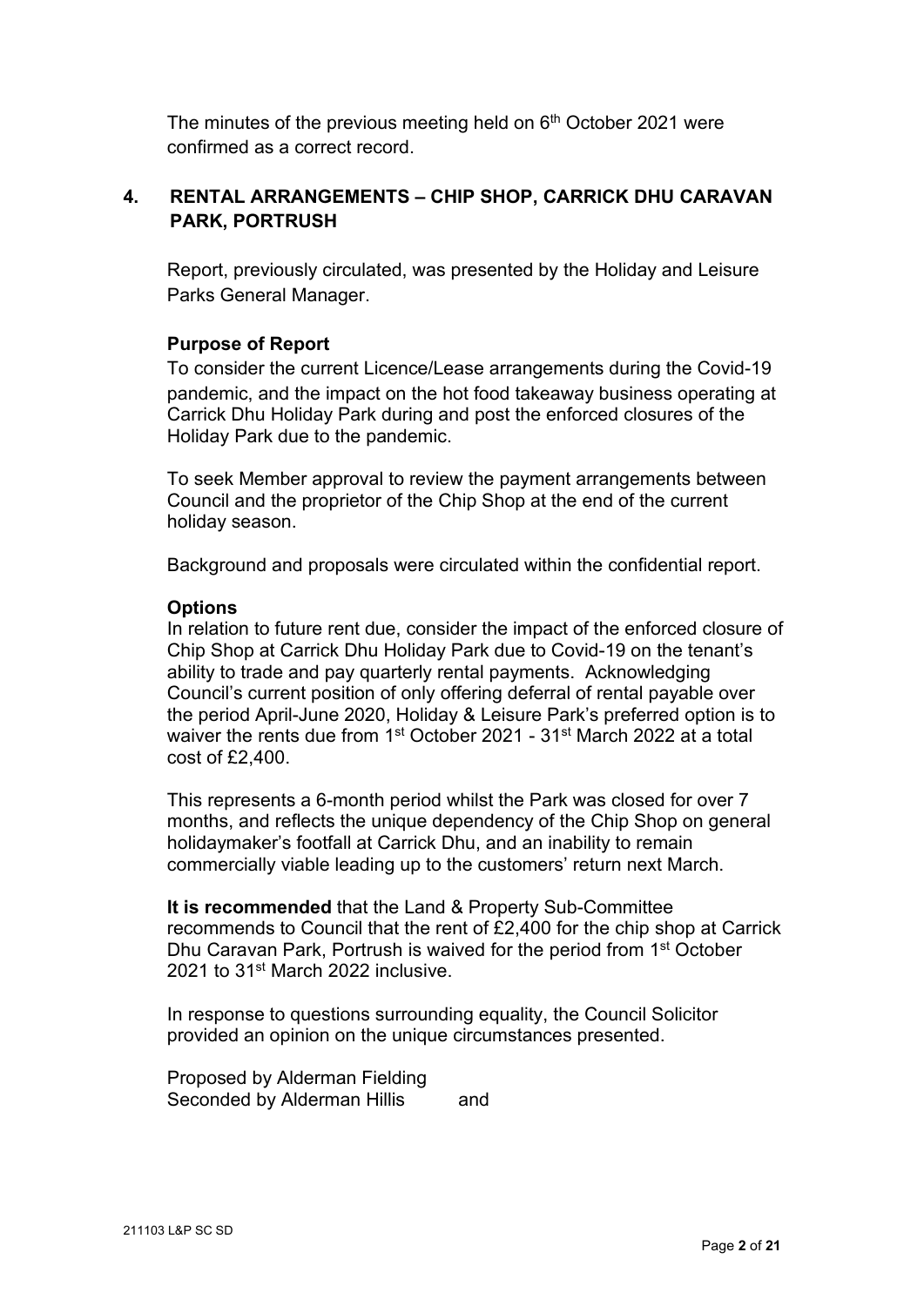The minutes of the previous meeting held on 6th October 2021 were confirmed as a correct record.

## 4. RENTAL ARRANGEMENTS – CHIP SHOP, CARRICK DHU CARAVAN PARK, PORTRUSH

Report, previously circulated, was presented by the Holiday and Leisure Parks General Manager.

**Purpose of Report**

To consider the current Licence/Lease arrangements during the Covid-19 pandemic, and the impact on the hot food takeaway business operating at Carrick Dhu Holiday Park during and post the enforced closures of the Holiday Park due to the pandemic.

To seek Member approval to review the payment arrangements between Council and the proprietor of the Chip Shop at the end of the current holiday season.

Background and proposals were circulated within the confidential report.

**Options**

In relation to future rent due, consider the impact of the enforced closure of Chip Shop at Carrick Dhu Holiday Park due to Covid-19 on the tenant's ability to trade and pay quarterly rental payments. Acknowledging Council's current position of only offering deferral of rental payable over the period April-June 2020, Holiday & Leisure Park's preferred option is to waiver the rents due from 1st October 2021 - 31st March 2022 at a total cost of £2,400.

This represents a 6-month period whilst the Park was closed for over 7 months, and reflects the unique dependency of the Chip Shop on general holidaymaker's footfall at Carrick Dhu, and an inability to remain commercially viable leading up to the customers' return next March.

**It is recommended** that the Land & Property Sub-Committee recommends to Council that the rent of £2,400 for the chip shop at Carrick Dhu Caravan Park, Portrush is waived for the period from 1st October 2021 to 31st March 2022 inclusive.

In response to questions surrounding equality, the Council Solicitor provided an opinion on the unique circumstances presented.

Proposed by Alderman Fielding
Seconded by Alderman Hillis and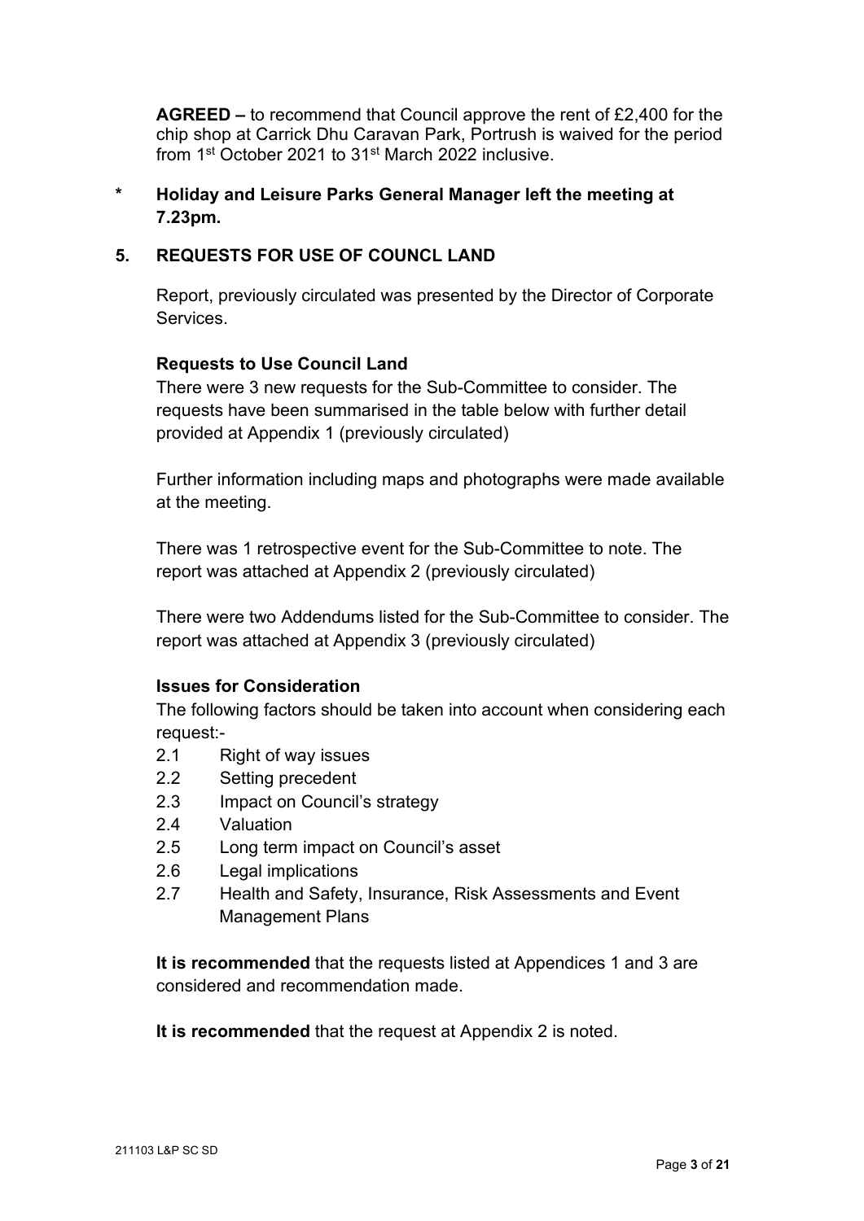**AGREED –** to recommend that Council approve the rent of £2,400 for the chip shop at Carrick Dhu Caravan Park, Portrush is waived for the period from 1st October 2021 to 31st March 2022 inclusive.

**\* Holiday and Leisure Parks General Manager left the meeting at 7.23pm.**

## 5. REQUESTS FOR USE OF COUNCL LAND

Report, previously circulated was presented by the Director of Corporate Services.

**Requests to Use Council Land**

There were 3 new requests for the Sub-Committee to consider. The requests have been summarised in the table below with further detail provided at Appendix 1 (previously circulated)

Further information including maps and photographs were made available at the meeting.

There was 1 retrospective event for the Sub-Committee to note. The report was attached at Appendix 2 (previously circulated)

There were two Addendums listed for the Sub-Committee to consider. The report was attached at Appendix 3 (previously circulated)

**Issues for Consideration**

The following factors should be taken into account when considering each request:-

2.1 Right of way issues
2.2 Setting precedent
2.3 Impact on Council's strategy
2.4 Valuation
2.5 Long term impact on Council's asset
2.6 Legal implications
2.7 Health and Safety, Insurance, Risk Assessments and Event Management Plans

**It is recommended** that the requests listed at Appendices 1 and 3 are considered and recommendation made.

**It is recommended** that the request at Appendix 2 is noted.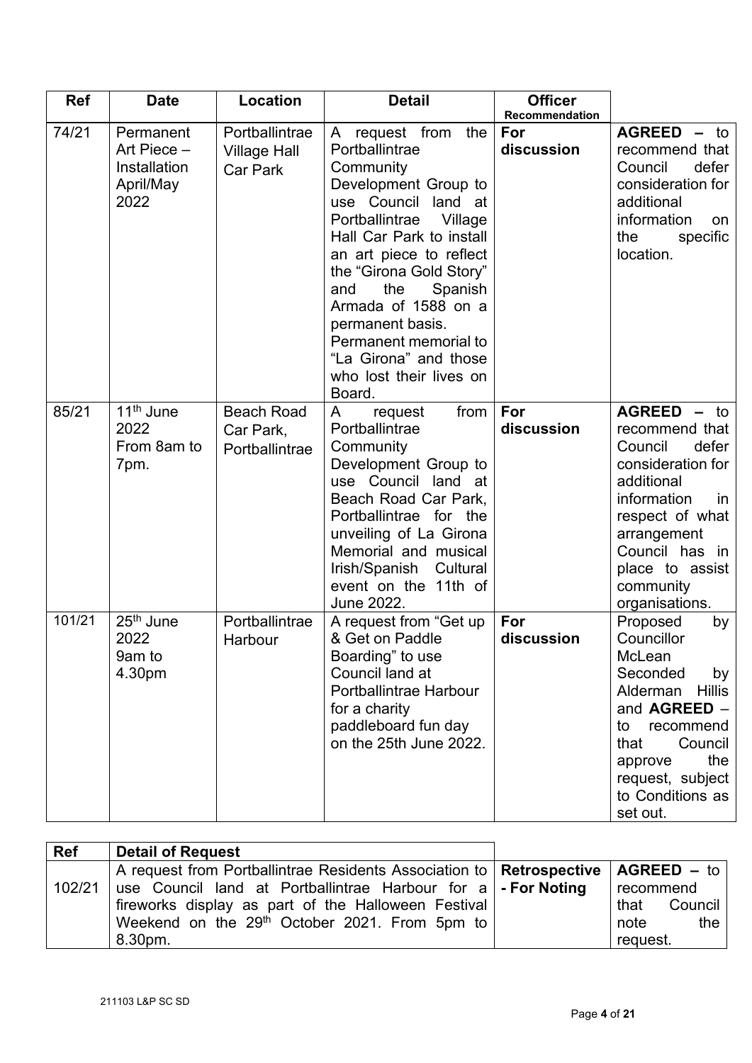| Ref | Date | Location | Detail | Officer Recommendation | |
|---|---|---|---|---|---|
| 74/21 | Permanent Art Piece – Installation April/May 2022 | Portballintrae Village Hall Car Park | A request from the Portballintrae Community Development Group to use Council land at Portballintrae Village Hall Car Park to install an art piece to reflect the "Girona Gold Story" and the Spanish Armada of 1588 on a permanent basis. Permanent memorial to "La Girona" and those who lost their lives on Board. | **For discussion** | **AGREED –** to recommend that Council defer consideration for additional information on the specific location. |
| 85/21 | 11th June 2022 From 8am to 7pm. | Beach Road Car Park, Portballintrae | A request from Portballintrae Community Development Group to use Council land at Beach Road Car Park, Portballintrae for the unveiling of La Girona Memorial and musical Irish/Spanish Cultural event on the 11th of June 2022. | **For discussion** | **AGREED –** to recommend that Council defer consideration for additional information in respect of what arrangement Council has in place to assist community organisations. |
| 101/21 | 25th June 2022 9am to 4.30pm | Portballintrae Harbour | A request from "Get up & Get on Paddle Boarding" to use Council land at Portballintrae Harbour for a charity paddleboard fun day on the 25th June 2022. | **For discussion** | Proposed by Councillor McLean Seconded by Alderman Hillis and **AGREED** – to recommend that Council approve the request, subject to Conditions as set out. |

| Ref | Detail of Request | | |
|---|---|---|---|
| 102/21 | A request from Portballintrae Residents Association to use Council land at Portballintrae Harbour for a fireworks display as part of the Halloween Festival Weekend on the 29th October 2021. From 5pm to 8.30pm. | **Retrospective - For Noting** | **AGREED –** to recommend that Council note the request. |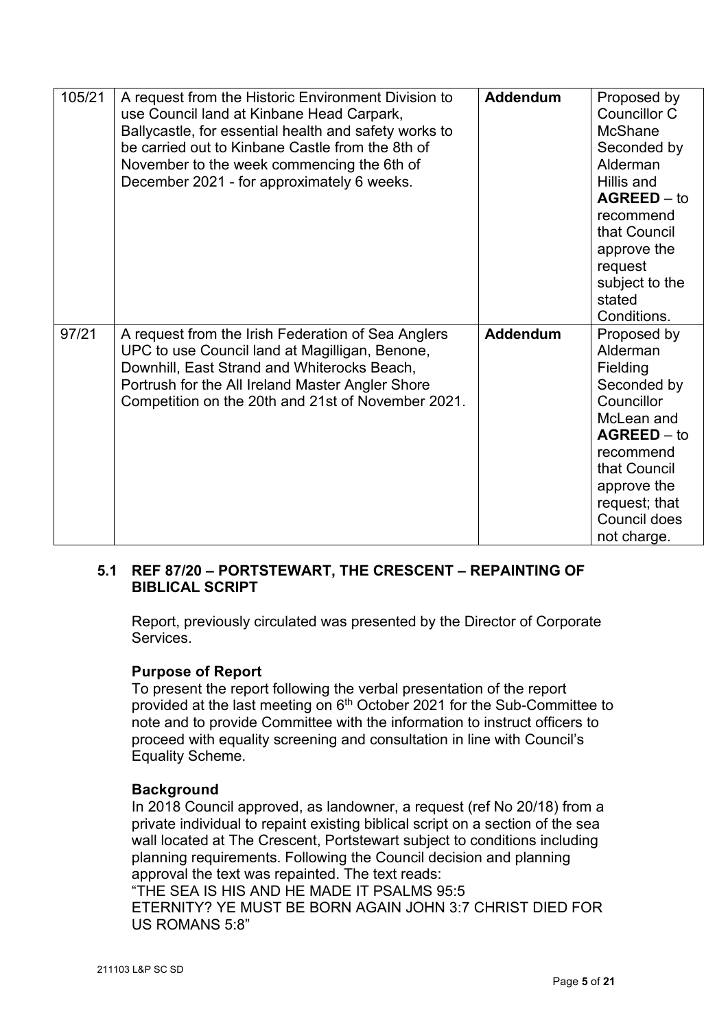| | | | |
|---|---|---|---|
| 105/21 | A request from the Historic Environment Division to use Council land at Kinbane Head Carpark, Ballycastle, for essential health and safety works to be carried out to Kinbane Castle from the 8th of November to the week commencing the 6th of December 2021 - for approximately 6 weeks. | **Addendum** | Proposed by Councillor C McShane Seconded by Alderman Hillis and **AGREED** – to recommend that Council approve the request subject to the stated Conditions. |
| 97/21 | A request from the Irish Federation of Sea Anglers UPC to use Council land at Magilligan, Benone, Downhill, East Strand and Whiterocks Beach, Portrush for the All Ireland Master Angler Shore Competition on the 20th and 21st of November 2021. | **Addendum** | Proposed by Alderman Fielding Seconded by Councillor McLean and **AGREED** – to recommend that Council approve the request; that Council does not charge. |

### 5.1 REF 87/20 – PORTSTEWART, THE CRESCENT – REPAINTING OF BIBLICAL SCRIPT

Report, previously circulated was presented by the Director of Corporate Services.

**Purpose of Report**

To present the report following the verbal presentation of the report provided at the last meeting on 6th October 2021 for the Sub-Committee to note and to provide Committee with the information to instruct officers to proceed with equality screening and consultation in line with Council's Equality Scheme.

**Background**

In 2018 Council approved, as landowner, a request (ref No 20/18) from a private individual to repaint existing biblical script on a section of the sea wall located at The Crescent, Portstewart subject to conditions including planning requirements. Following the Council decision and planning approval the text was repainted. The text reads:

"THE SEA IS HIS AND HE MADE IT PSALMS 95:5
ETERNITY? YE MUST BE BORN AGAIN JOHN 3:7 CHRIST DIED FOR US ROMANS 5:8"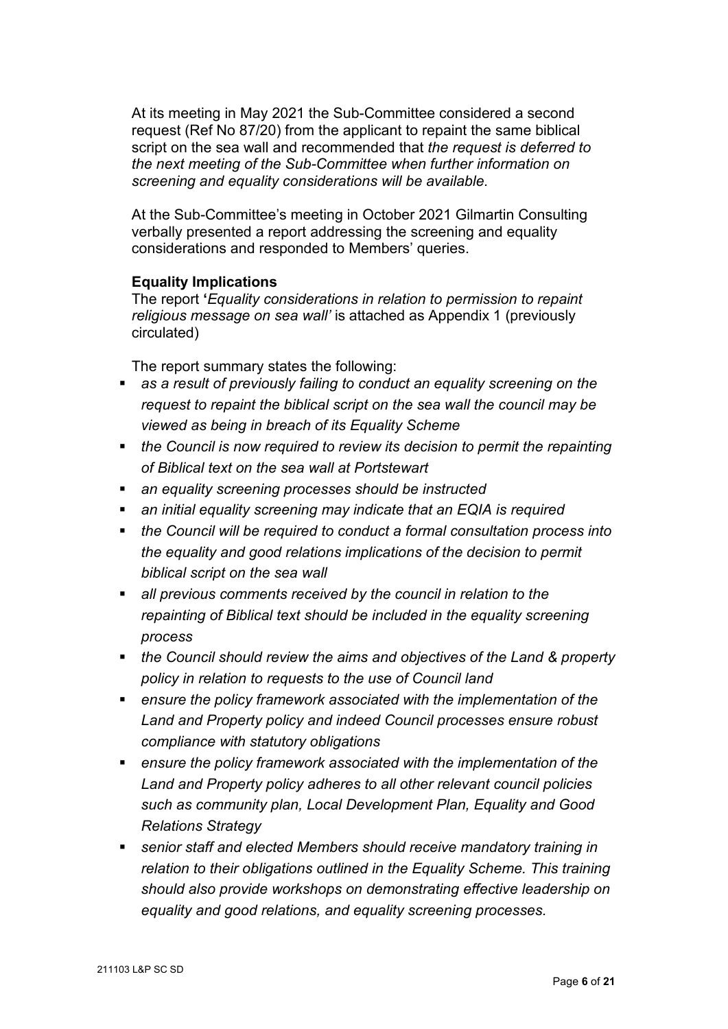At its meeting in May 2021 the Sub-Committee considered a second request (Ref No 87/20) from the applicant to repaint the same biblical script on the sea wall and recommended that *the request is deferred to the next meeting of the Sub-Committee when further information on screening and equality considerations will be available.*

At the Sub-Committee's meeting in October 2021 Gilmartin Consulting verbally presented a report addressing the screening and equality considerations and responded to Members' queries.

**Equality Implications**

The report **'***Equality considerations in relation to permission to repaint religious message on sea wall'* is attached as Appendix 1 (previously circulated)

The report summary states the following:

- *as a result of previously failing to conduct an equality screening on the request to repaint the biblical script on the sea wall the council may be viewed as being in breach of its Equality Scheme*
- *the Council is now required to review its decision to permit the repainting of Biblical text on the sea wall at Portstewart*
- *an equality screening processes should be instructed*
- *an initial equality screening may indicate that an EQIA is required*
- *the Council will be required to conduct a formal consultation process into the equality and good relations implications of the decision to permit biblical script on the sea wall*
- *all previous comments received by the council in relation to the repainting of Biblical text should be included in the equality screening process*
- *the Council should review the aims and objectives of the Land & property policy in relation to requests to the use of Council land*
- *ensure the policy framework associated with the implementation of the Land and Property policy and indeed Council processes ensure robust compliance with statutory obligations*
- *ensure the policy framework associated with the implementation of the Land and Property policy adheres to all other relevant council policies such as community plan, Local Development Plan, Equality and Good Relations Strategy*
- *senior staff and elected Members should receive mandatory training in relation to their obligations outlined in the Equality Scheme. This training should also provide workshops on demonstrating effective leadership on equality and good relations, and equality screening processes.*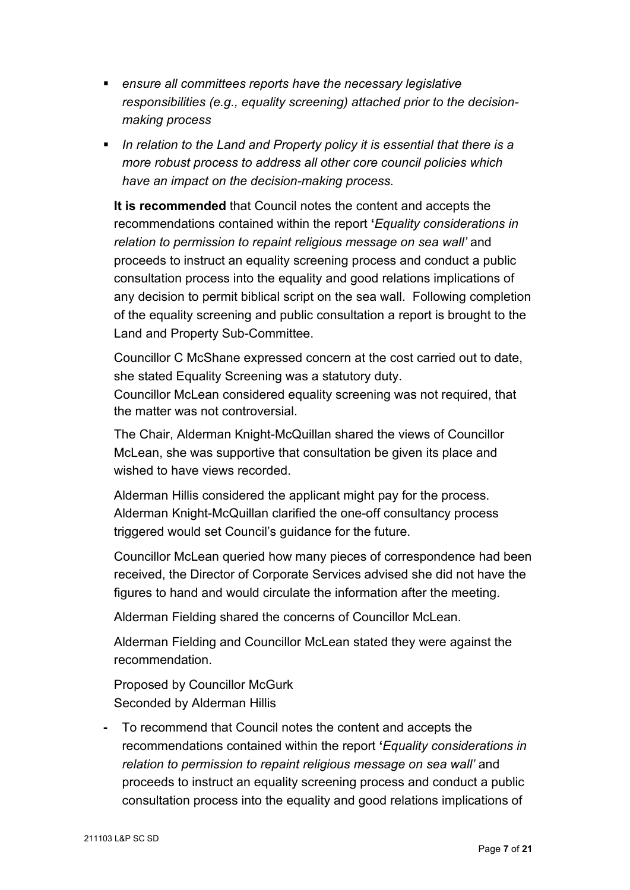- *ensure all committees reports have the necessary legislative responsibilities (e.g., equality screening) attached prior to the decision-making process*
- *In relation to the Land and Property policy it is essential that there is a more robust process to address all other core council policies which have an impact on the decision-making process.*

**It is recommended** that Council notes the content and accepts the recommendations contained within the report **'***Equality considerations in relation to permission to repaint religious message on sea wall'* and proceeds to instruct an equality screening process and conduct a public consultation process into the equality and good relations implications of any decision to permit biblical script on the sea wall. Following completion of the equality screening and public consultation a report is brought to the Land and Property Sub-Committee.

Councillor C McShane expressed concern at the cost carried out to date, she stated Equality Screening was a statutory duty.
Councillor McLean considered equality screening was not required, that the matter was not controversial.

The Chair, Alderman Knight-McQuillan shared the views of Councillor McLean, she was supportive that consultation be given its place and wished to have views recorded.

Alderman Hillis considered the applicant might pay for the process. Alderman Knight-McQuillan clarified the one-off consultancy process triggered would set Council's guidance for the future.

Councillor McLean queried how many pieces of correspondence had been received, the Director of Corporate Services advised she did not have the figures to hand and would circulate the information after the meeting.

Alderman Fielding shared the concerns of Councillor McLean.

Alderman Fielding and Councillor McLean stated they were against the recommendation.

Proposed by Councillor McGurk
Seconded by Alderman Hillis

- To recommend that Council notes the content and accepts the recommendations contained within the report **'***Equality considerations in relation to permission to repaint religious message on sea wall'* and proceeds to instruct an equality screening process and conduct a public consultation process into the equality and good relations implications of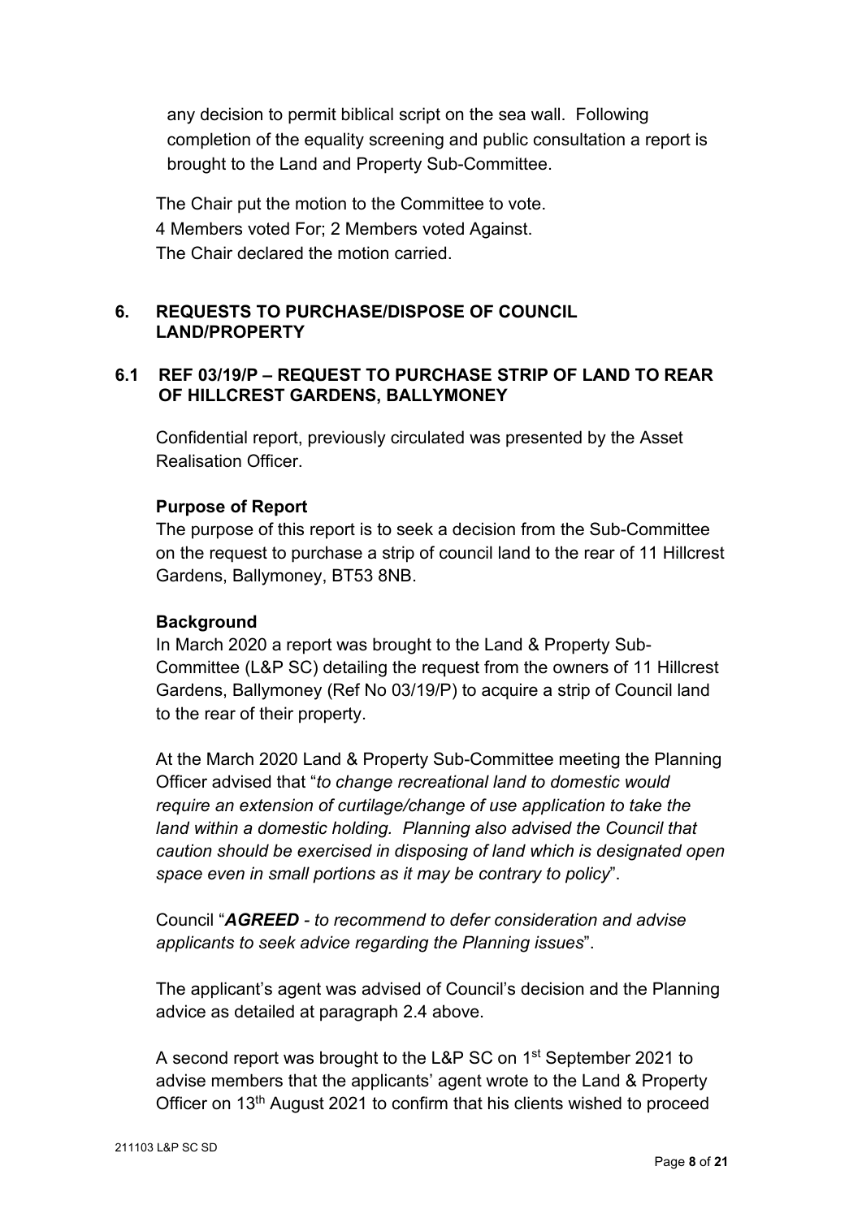any decision to permit biblical script on the sea wall. Following completion of the equality screening and public consultation a report is brought to the Land and Property Sub-Committee.

The Chair put the motion to the Committee to vote.
4 Members voted For; 2 Members voted Against.
The Chair declared the motion carried.

## 6. REQUESTS TO PURCHASE/DISPOSE OF COUNCIL LAND/PROPERTY

### 6.1 REF 03/19/P – REQUEST TO PURCHASE STRIP OF LAND TO REAR OF HILLCREST GARDENS, BALLYMONEY

Confidential report, previously circulated was presented by the Asset Realisation Officer.

**Purpose of Report**

The purpose of this report is to seek a decision from the Sub-Committee on the request to purchase a strip of council land to the rear of 11 Hillcrest Gardens, Ballymoney, BT53 8NB.

**Background**

In March 2020 a report was brought to the Land & Property Sub-Committee (L&P SC) detailing the request from the owners of 11 Hillcrest Gardens, Ballymoney (Ref No 03/19/P) to acquire a strip of Council land to the rear of their property.

At the March 2020 Land & Property Sub-Committee meeting the Planning Officer advised that "*to change recreational land to domestic would require an extension of curtilage/change of use application to take the land within a domestic holding. Planning also advised the Council that caution should be exercised in disposing of land which is designated open space even in small portions as it may be contrary to policy*".

Council "***AGREED*** *- to recommend to defer consideration and advise applicants to seek advice regarding the Planning issues*".

The applicant's agent was advised of Council's decision and the Planning advice as detailed at paragraph 2.4 above.

A second report was brought to the L&P SC on 1st September 2021 to advise members that the applicants' agent wrote to the Land & Property Officer on 13th August 2021 to confirm that his clients wished to proceed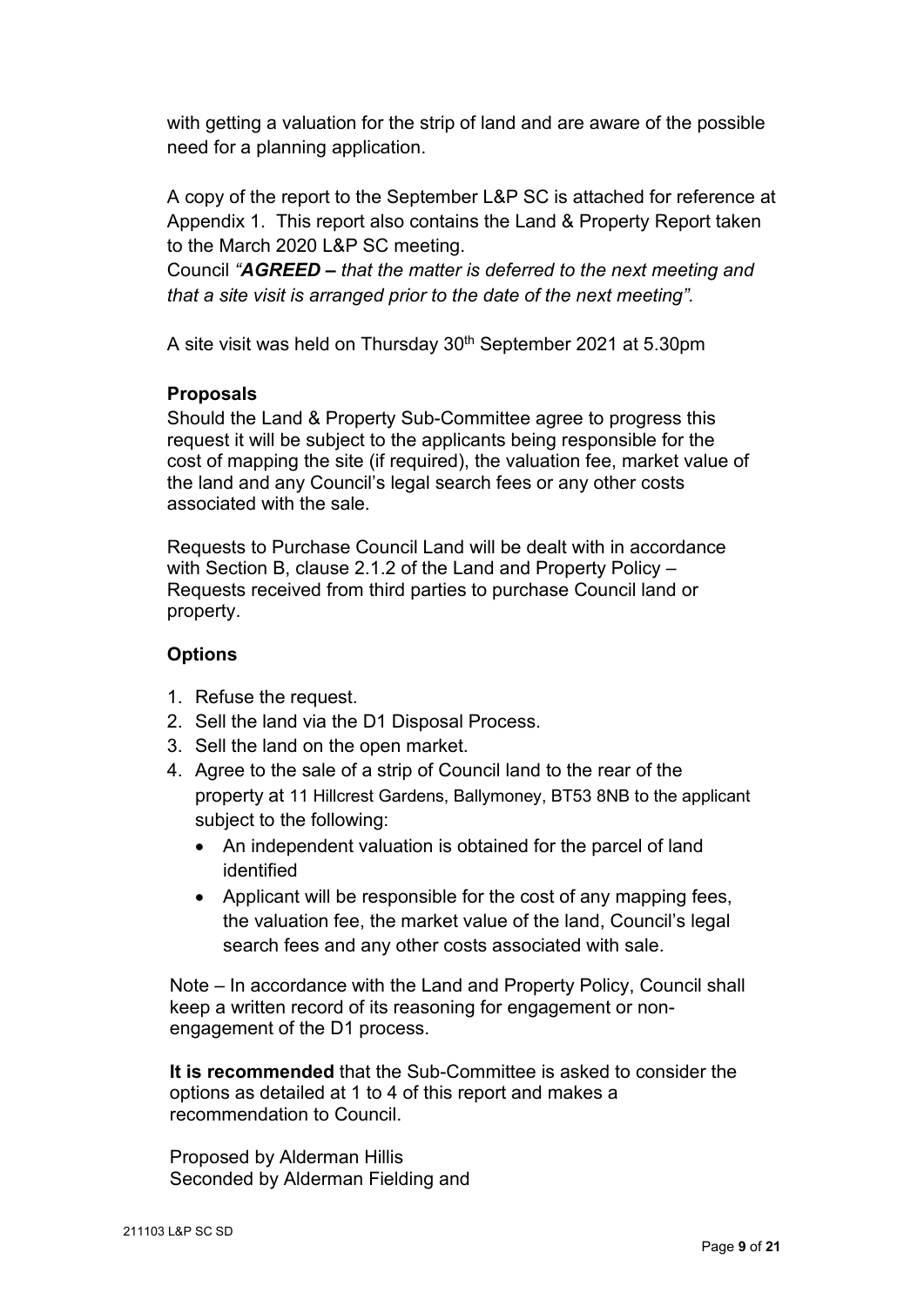with getting a valuation for the strip of land and are aware of the possible need for a planning application.

A copy of the report to the September L&P SC is attached for reference at Appendix 1. This report also contains the Land & Property Report taken to the March 2020 L&P SC meeting.

Council *"**AGREED –** that the matter is deferred to the next meeting and that a site visit is arranged prior to the date of the next meeting".*

A site visit was held on Thursday 30th September 2021 at 5.30pm

**Proposals**

Should the Land & Property Sub-Committee agree to progress this request it will be subject to the applicants being responsible for the cost of mapping the site (if required), the valuation fee, market value of the land and any Council's legal search fees or any other costs associated with the sale.

Requests to Purchase Council Land will be dealt with in accordance with Section B, clause 2.1.2 of the Land and Property Policy – Requests received from third parties to purchase Council land or property.

**Options**

1. Refuse the request.
2. Sell the land via the D1 Disposal Process.
3. Sell the land on the open market.
4. Agree to the sale of a strip of Council land to the rear of the property at 11 Hillcrest Gardens, Ballymoney, BT53 8NB to the applicant subject to the following:
   - An independent valuation is obtained for the parcel of land identified
   - Applicant will be responsible for the cost of any mapping fees, the valuation fee, the market value of the land, Council's legal search fees and any other costs associated with sale.

Note – In accordance with the Land and Property Policy, Council shall keep a written record of its reasoning for engagement or non-engagement of the D1 process.

**It is recommended** that the Sub-Committee is asked to consider the options as detailed at 1 to 4 of this report and makes a recommendation to Council.

Proposed by Alderman Hillis
Seconded by Alderman Fielding and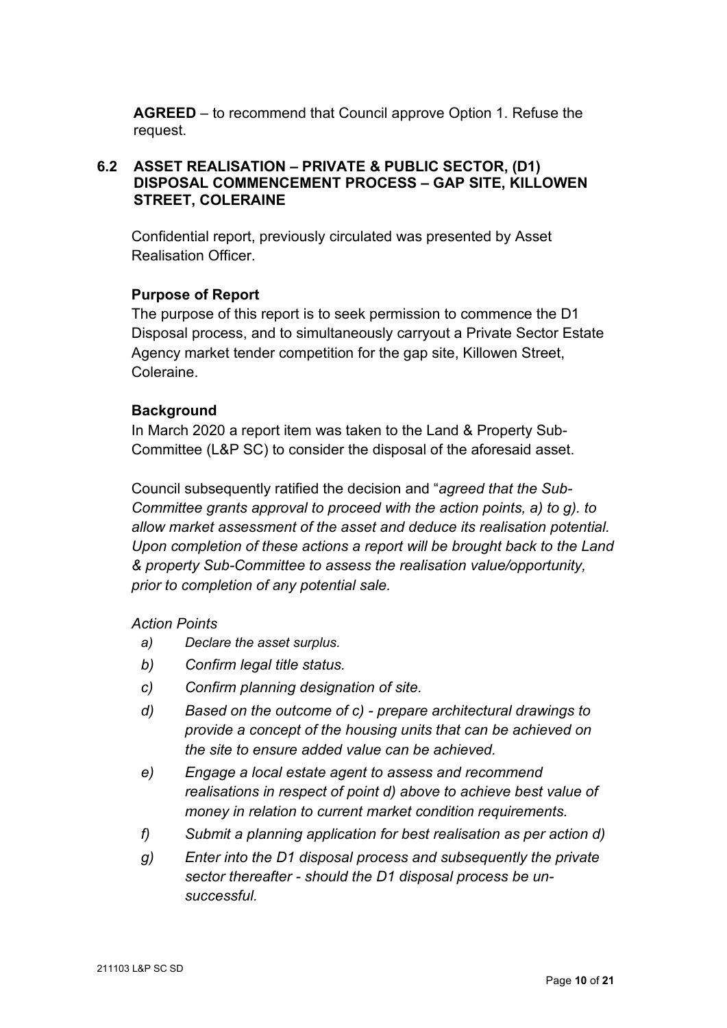**AGREED** – to recommend that Council approve Option 1. Refuse the request.

### 6.2 ASSET REALISATION – PRIVATE & PUBLIC SECTOR, (D1) DISPOSAL COMMENCEMENT PROCESS – GAP SITE, KILLOWEN STREET, COLERAINE

Confidential report, previously circulated was presented by Asset Realisation Officer.

**Purpose of Report**

The purpose of this report is to seek permission to commence the D1 Disposal process, and to simultaneously carryout a Private Sector Estate Agency market tender competition for the gap site, Killowen Street, Coleraine.

**Background**

In March 2020 a report item was taken to the Land & Property Sub-Committee (L&P SC) to consider the disposal of the aforesaid asset.

Council subsequently ratified the decision and "*agreed that the Sub-Committee grants approval to proceed with the action points, a) to g). to allow market assessment of the asset and deduce its realisation potential. Upon completion of these actions a report will be brought back to the Land & property Sub-Committee to assess the realisation value/opportunity, prior to completion of any potential sale.*

*Action Points*

- *a) Declare the asset surplus.*
- *b) Confirm legal title status.*
- *c) Confirm planning designation of site.*
- *d) Based on the outcome of c) - prepare architectural drawings to provide a concept of the housing units that can be achieved on the site to ensure added value can be achieved.*
- *e) Engage a local estate agent to assess and recommend realisations in respect of point d) above to achieve best value of money in relation to current market condition requirements.*
- *f) Submit a planning application for best realisation as per action d)*
- *g) Enter into the D1 disposal process and subsequently the private sector thereafter - should the D1 disposal process be un-successful.*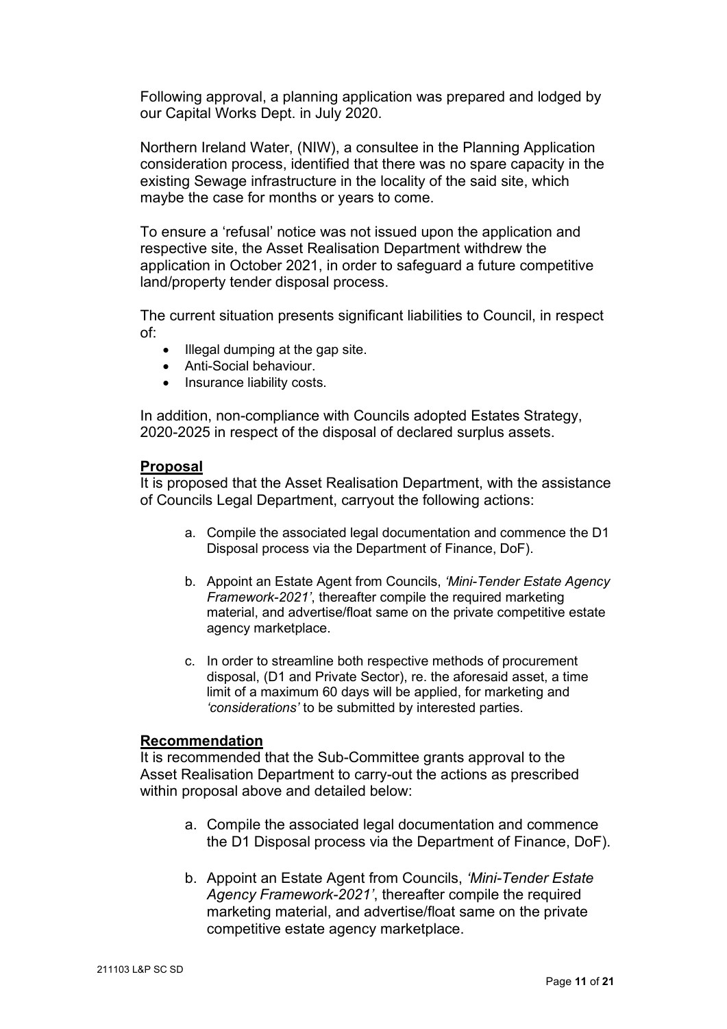Following approval, a planning application was prepared and lodged by our Capital Works Dept. in July 2020.

Northern Ireland Water, (NIW), a consultee in the Planning Application consideration process, identified that there was no spare capacity in the existing Sewage infrastructure in the locality of the said site, which maybe the case for months or years to come.

To ensure a 'refusal' notice was not issued upon the application and respective site, the Asset Realisation Department withdrew the application in October 2021, in order to safeguard a future competitive land/property tender disposal process.

The current situation presents significant liabilities to Council, in respect of:

- Illegal dumping at the gap site.
- Anti-Social behaviour.
- Insurance liability costs.

In addition, non-compliance with Councils adopted Estates Strategy, 2020-2025 in respect of the disposal of declared surplus assets.

**Proposal**

It is proposed that the Asset Realisation Department, with the assistance of Councils Legal Department, carryout the following actions:

a. Compile the associated legal documentation and commence the D1 Disposal process via the Department of Finance, DoF).

b. Appoint an Estate Agent from Councils, *'Mini-Tender Estate Agency Framework-2021'*, thereafter compile the required marketing material, and advertise/float same on the private competitive estate agency marketplace.

c. In order to streamline both respective methods of procurement disposal, (D1 and Private Sector), re. the aforesaid asset, a time limit of a maximum 60 days will be applied, for marketing and *'considerations'* to be submitted by interested parties.

**Recommendation**

It is recommended that the Sub-Committee grants approval to the Asset Realisation Department to carry-out the actions as prescribed within proposal above and detailed below:

a. Compile the associated legal documentation and commence the D1 Disposal process via the Department of Finance, DoF).

b. Appoint an Estate Agent from Councils, *'Mini-Tender Estate Agency Framework-2021'*, thereafter compile the required marketing material, and advertise/float same on the private competitive estate agency marketplace.

211103 L&P SC SD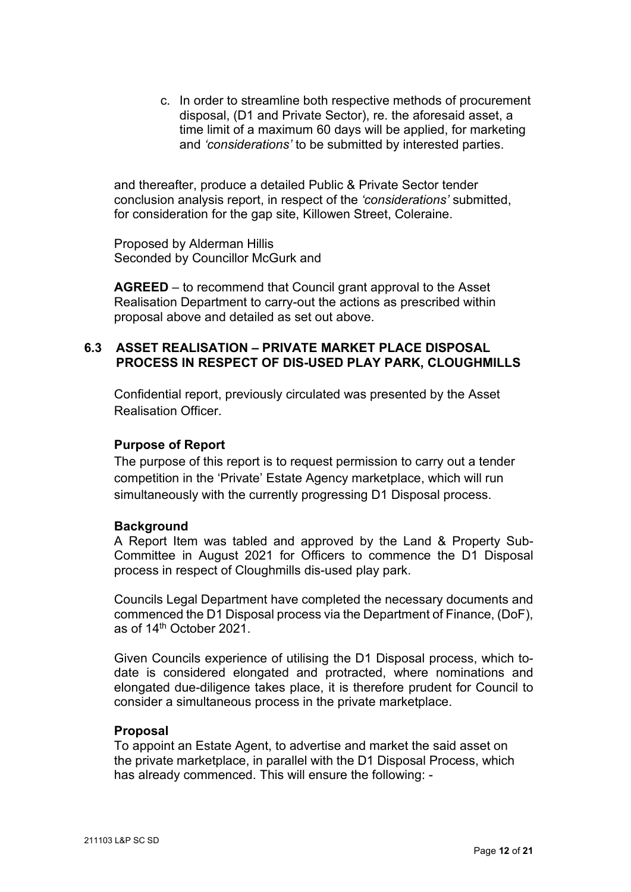c. In order to streamline both respective methods of procurement disposal, (D1 and Private Sector), re. the aforesaid asset, a time limit of a maximum 60 days will be applied, for marketing and *'considerations'* to be submitted by interested parties.

and thereafter, produce a detailed Public & Private Sector tender conclusion analysis report, in respect of the *'considerations'* submitted, for consideration for the gap site, Killowen Street, Coleraine.

Proposed by Alderman Hillis
Seconded by Councillor McGurk and

**AGREED** – to recommend that Council grant approval to the Asset Realisation Department to carry-out the actions as prescribed within proposal above and detailed as set out above.

### 6.3 ASSET REALISATION – PRIVATE MARKET PLACE DISPOSAL PROCESS IN RESPECT OF DIS-USED PLAY PARK, CLOUGHMILLS

Confidential report, previously circulated was presented by the Asset Realisation Officer.

**Purpose of Report**

The purpose of this report is to request permission to carry out a tender competition in the 'Private' Estate Agency marketplace, which will run simultaneously with the currently progressing D1 Disposal process.

**Background**

A Report Item was tabled and approved by the Land & Property Sub-Committee in August 2021 for Officers to commence the D1 Disposal process in respect of Cloughmills dis-used play park.

Councils Legal Department have completed the necessary documents and commenced the D1 Disposal process via the Department of Finance, (DoF), as of 14th October 2021.

Given Councils experience of utilising the D1 Disposal process, which to-date is considered elongated and protracted, where nominations and elongated due-diligence takes place, it is therefore prudent for Council to consider a simultaneous process in the private marketplace.

**Proposal**

To appoint an Estate Agent, to advertise and market the said asset on the private marketplace, in parallel with the D1 Disposal Process, which has already commenced. This will ensure the following: -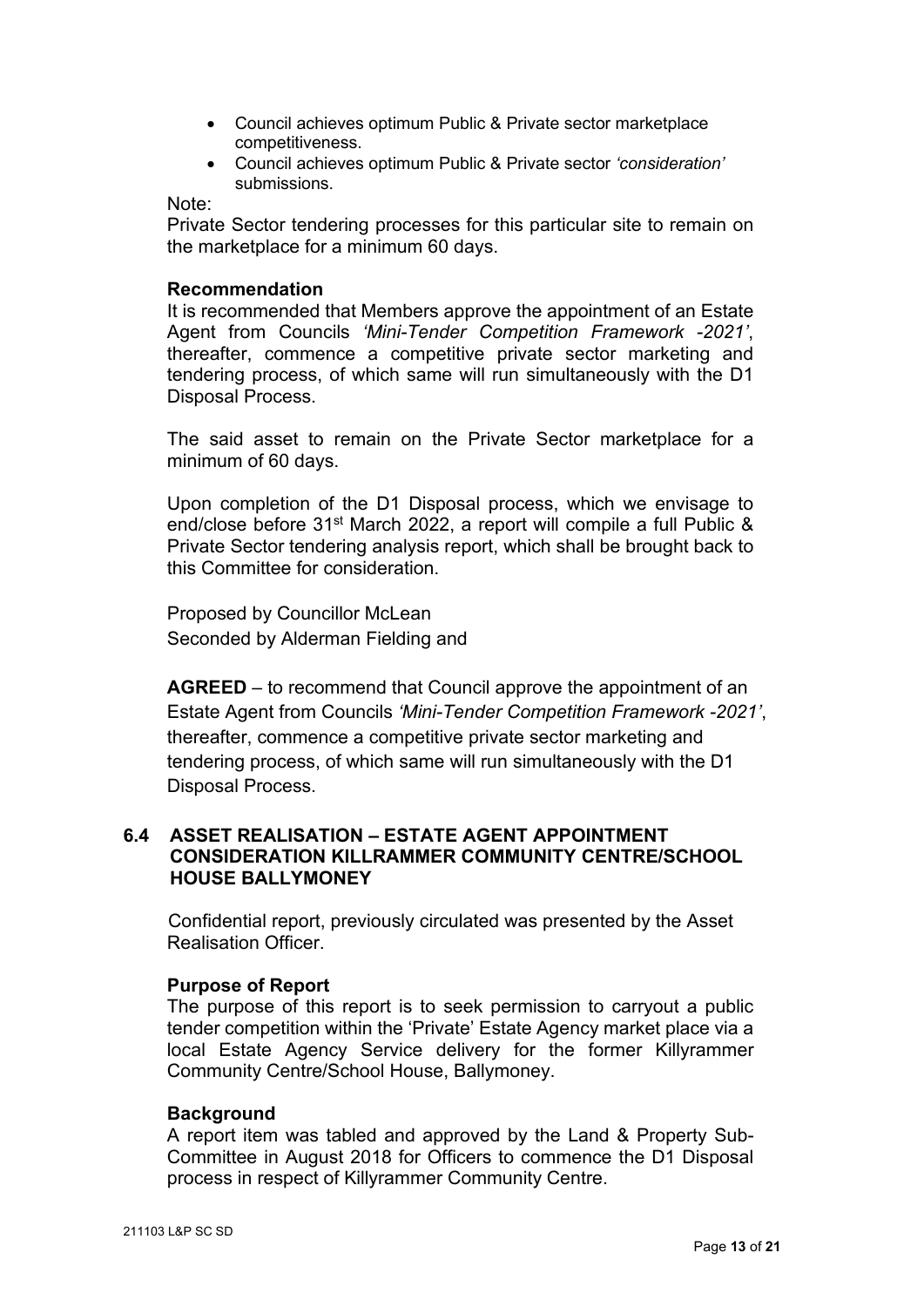- Council achieves optimum Public & Private sector marketplace competitiveness.
- Council achieves optimum Public & Private sector *'consideration'* submissions.

Note:

Private Sector tendering processes for this particular site to remain on the marketplace for a minimum 60 days.

**Recommendation**

It is recommended that Members approve the appointment of an Estate Agent from Councils *'Mini-Tender Competition Framework -2021'*, thereafter, commence a competitive private sector marketing and tendering process, of which same will run simultaneously with the D1 Disposal Process.

The said asset to remain on the Private Sector marketplace for a minimum of 60 days.

Upon completion of the D1 Disposal process, which we envisage to end/close before 31st March 2022, a report will compile a full Public & Private Sector tendering analysis report, which shall be brought back to this Committee for consideration.

Proposed by Councillor McLean
Seconded by Alderman Fielding and

**AGREED** – to recommend that Council approve the appointment of an Estate Agent from Councils *'Mini-Tender Competition Framework -2021'*, thereafter, commence a competitive private sector marketing and tendering process, of which same will run simultaneously with the D1 Disposal Process.

## 6.4 ASSET REALISATION – ESTATE AGENT APPOINTMENT CONSIDERATION KILLRAMMER COMMUNITY CENTRE/SCHOOL HOUSE BALLYMONEY

Confidential report, previously circulated was presented by the Asset Realisation Officer.

**Purpose of Report**

The purpose of this report is to seek permission to carryout a public tender competition within the 'Private' Estate Agency market place via a local Estate Agency Service delivery for the former Killyrammer Community Centre/School House, Ballymoney.

**Background**

A report item was tabled and approved by the Land & Property Sub-Committee in August 2018 for Officers to commence the D1 Disposal process in respect of Killyrammer Community Centre.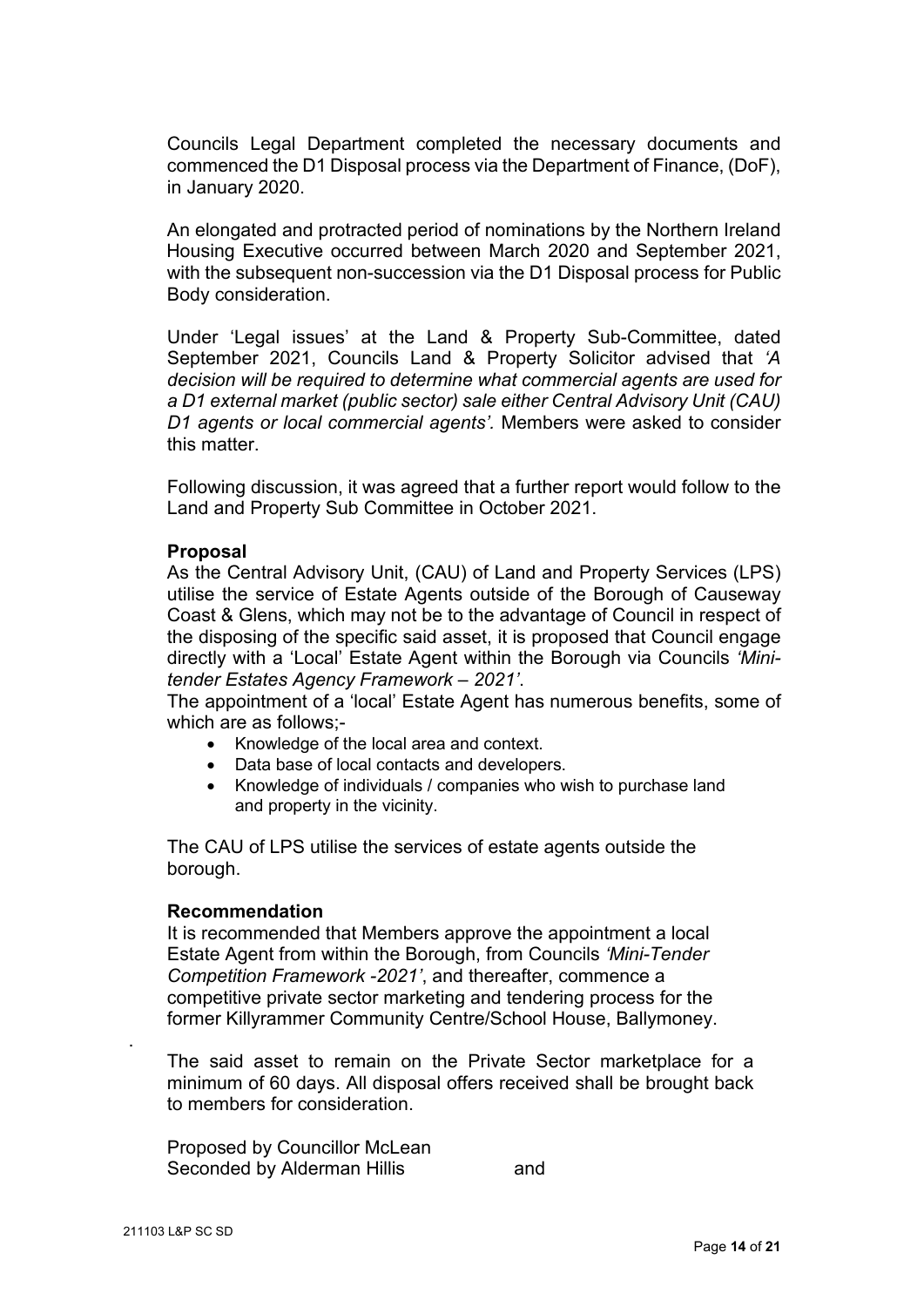Councils Legal Department completed the necessary documents and commenced the D1 Disposal process via the Department of Finance, (DoF), in January 2020.

An elongated and protracted period of nominations by the Northern Ireland Housing Executive occurred between March 2020 and September 2021, with the subsequent non-succession via the D1 Disposal process for Public Body consideration.

Under 'Legal issues' at the Land & Property Sub-Committee, dated September 2021, Councils Land & Property Solicitor advised that *'A decision will be required to determine what commercial agents are used for a D1 external market (public sector) sale either Central Advisory Unit (CAU) D1 agents or local commercial agents'.* Members were asked to consider this matter.

Following discussion, it was agreed that a further report would follow to the Land and Property Sub Committee in October 2021.

**Proposal**

As the Central Advisory Unit, (CAU) of Land and Property Services (LPS) utilise the service of Estate Agents outside of the Borough of Causeway Coast & Glens, which may not be to the advantage of Council in respect of the disposing of the specific said asset, it is proposed that Council engage directly with a 'Local' Estate Agent within the Borough via Councils *'Mini-tender Estates Agency Framework – 2021'*.

The appointment of a 'local' Estate Agent has numerous benefits, some of which are as follows;-

- Knowledge of the local area and context.
- Data base of local contacts and developers.
- Knowledge of individuals / companies who wish to purchase land and property in the vicinity.

The CAU of LPS utilise the services of estate agents outside the borough.

**Recommendation**

It is recommended that Members approve the appointment a local Estate Agent from within the Borough, from Councils *'Mini-Tender Competition Framework -2021'*, and thereafter, commence a competitive private sector marketing and tendering process for the former Killyrammer Community Centre/School House, Ballymoney.

.

The said asset to remain on the Private Sector marketplace for a minimum of 60 days. All disposal offers received shall be brought back to members for consideration.

Proposed by Councillor McLean
Seconded by Alderman Hillis and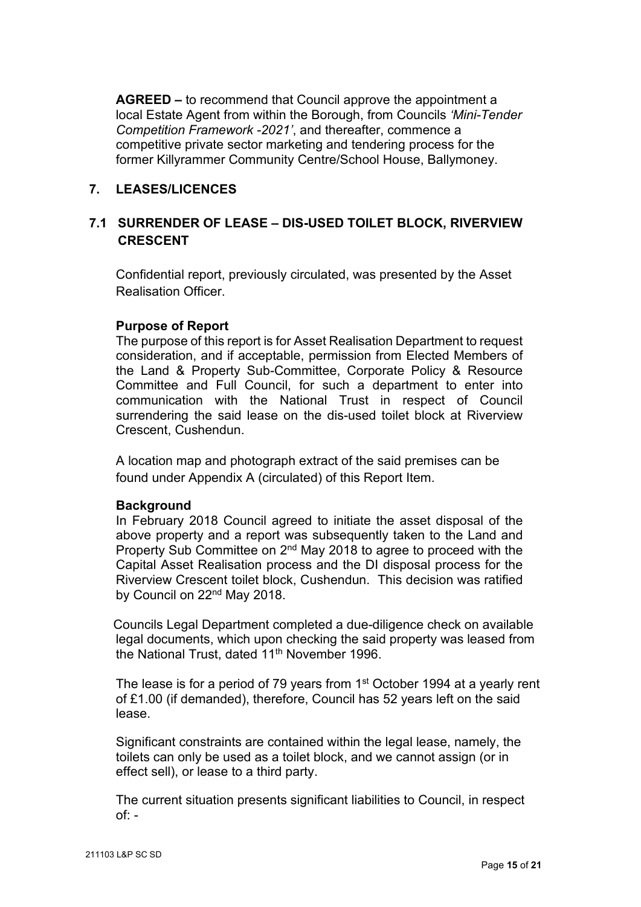**AGREED –** to recommend that Council approve the appointment a local Estate Agent from within the Borough, from Councils *'Mini-Tender Competition Framework -2021'*, and thereafter, commence a competitive private sector marketing and tendering process for the former Killyrammer Community Centre/School House, Ballymoney.

## 7. LEASES/LICENCES

### 7.1 SURRENDER OF LEASE – DIS-USED TOILET BLOCK, RIVERVIEW CRESCENT

Confidential report, previously circulated, was presented by the Asset Realisation Officer.

**Purpose of Report**

The purpose of this report is for Asset Realisation Department to request consideration, and if acceptable, permission from Elected Members of the Land & Property Sub-Committee, Corporate Policy & Resource Committee and Full Council, for such a department to enter into communication with the National Trust in respect of Council surrendering the said lease on the dis-used toilet block at Riverview Crescent, Cushendun.

A location map and photograph extract of the said premises can be found under Appendix A (circulated) of this Report Item.

**Background**

In February 2018 Council agreed to initiate the asset disposal of the above property and a report was subsequently taken to the Land and Property Sub Committee on 2nd May 2018 to agree to proceed with the Capital Asset Realisation process and the DI disposal process for the Riverview Crescent toilet block, Cushendun. This decision was ratified by Council on 22nd May 2018.

Councils Legal Department completed a due-diligence check on available legal documents, which upon checking the said property was leased from the National Trust, dated 11th November 1996.

The lease is for a period of 79 years from 1st October 1994 at a yearly rent of £1.00 (if demanded), therefore, Council has 52 years left on the said lease.

Significant constraints are contained within the legal lease, namely, the toilets can only be used as a toilet block, and we cannot assign (or in effect sell), or lease to a third party.

The current situation presents significant liabilities to Council, in respect of: -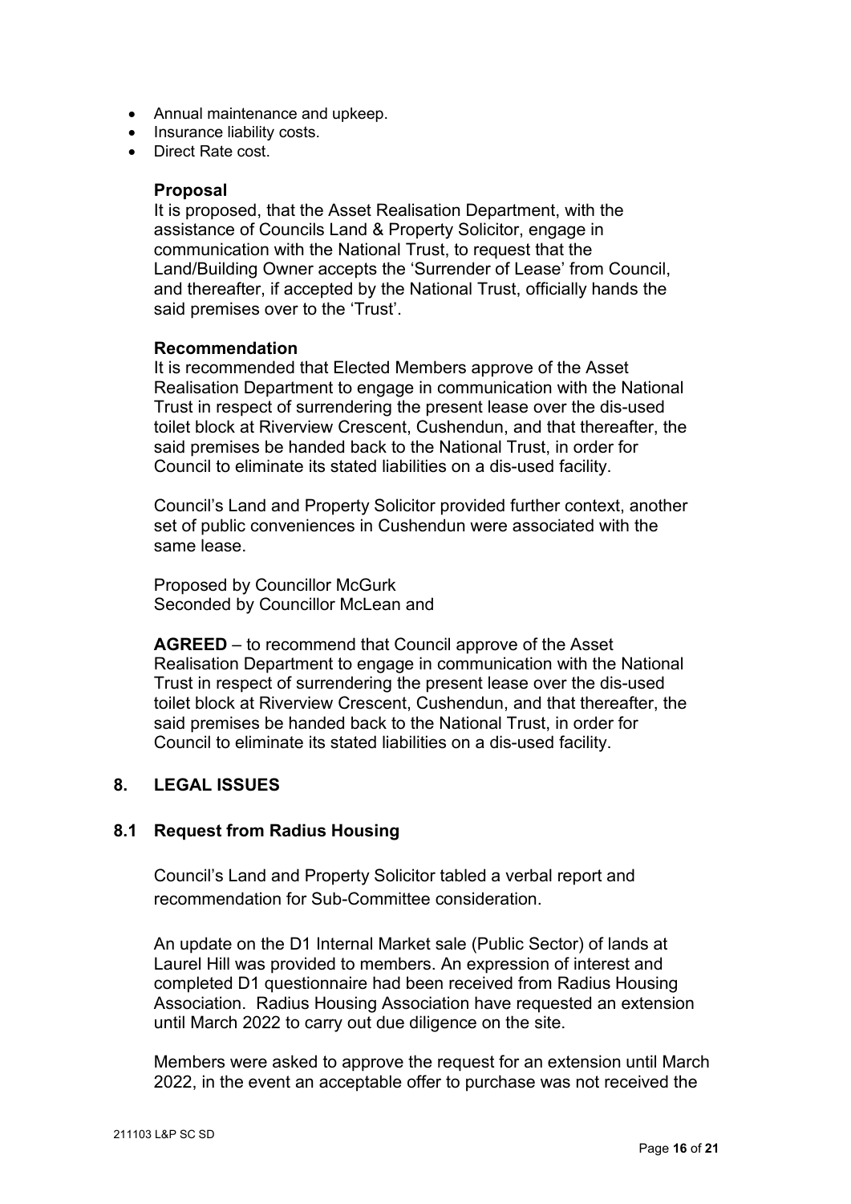- Annual maintenance and upkeep.
- Insurance liability costs.
- Direct Rate cost.

**Proposal**

It is proposed, that the Asset Realisation Department, with the assistance of Councils Land & Property Solicitor, engage in communication with the National Trust, to request that the Land/Building Owner accepts the 'Surrender of Lease' from Council, and thereafter, if accepted by the National Trust, officially hands the said premises over to the 'Trust'.

**Recommendation**

It is recommended that Elected Members approve of the Asset Realisation Department to engage in communication with the National Trust in respect of surrendering the present lease over the dis-used toilet block at Riverview Crescent, Cushendun, and that thereafter, the said premises be handed back to the National Trust, in order for Council to eliminate its stated liabilities on a dis-used facility.

Council's Land and Property Solicitor provided further context, another set of public conveniences in Cushendun were associated with the same lease.

Proposed by Councillor McGurk
Seconded by Councillor McLean and

**AGREED** – to recommend that Council approve of the Asset Realisation Department to engage in communication with the National Trust in respect of surrendering the present lease over the dis-used toilet block at Riverview Crescent, Cushendun, and that thereafter, the said premises be handed back to the National Trust, in order for Council to eliminate its stated liabilities on a dis-used facility.

## 8. LEGAL ISSUES

### 8.1 Request from Radius Housing

Council's Land and Property Solicitor tabled a verbal report and recommendation for Sub-Committee consideration.

An update on the D1 Internal Market sale (Public Sector) of lands at Laurel Hill was provided to members. An expression of interest and completed D1 questionnaire had been received from Radius Housing Association. Radius Housing Association have requested an extension until March 2022 to carry out due diligence on the site.

Members were asked to approve the request for an extension until March 2022, in the event an acceptable offer to purchase was not received the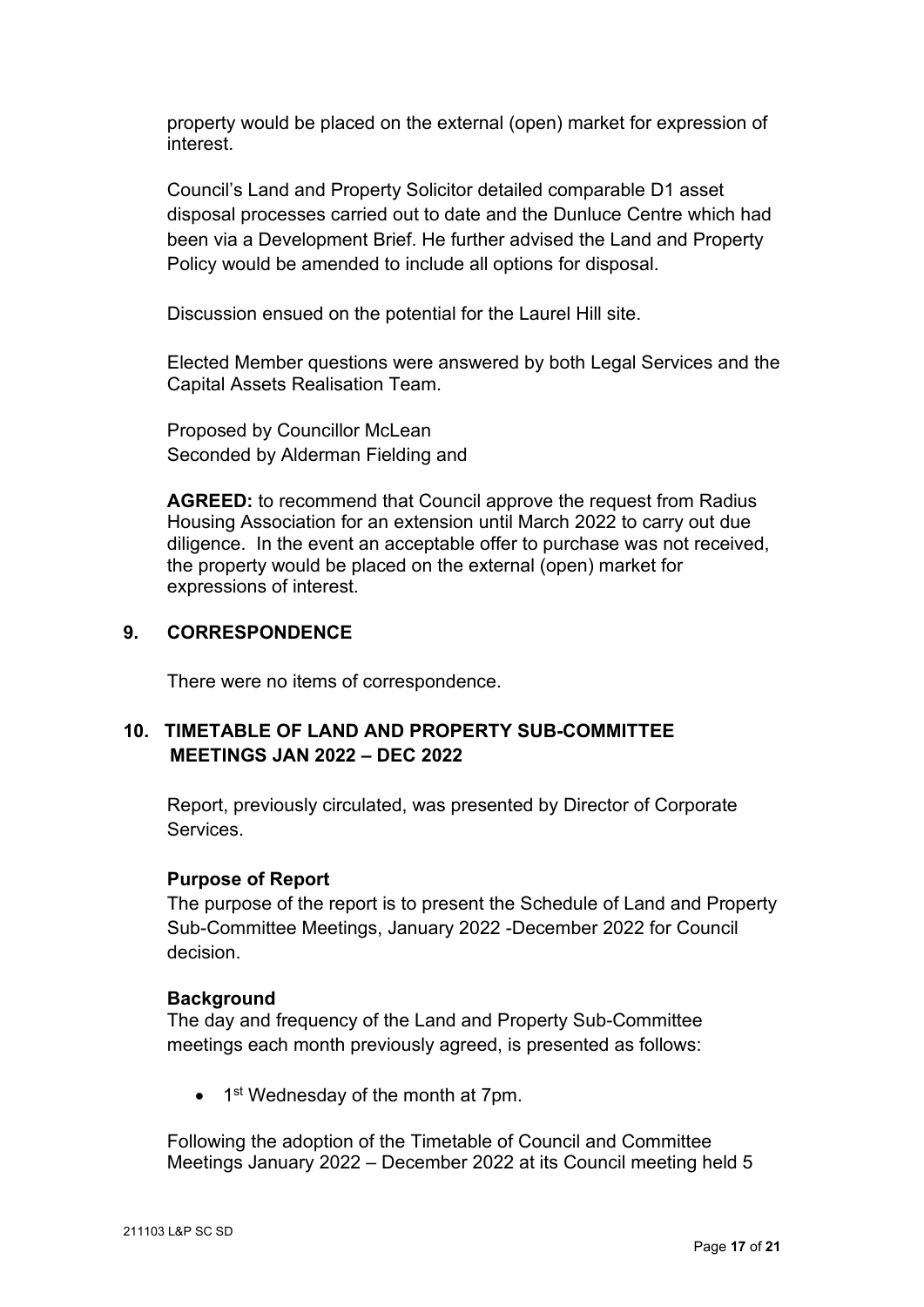property would be placed on the external (open) market for expression of interest.

Council's Land and Property Solicitor detailed comparable D1 asset disposal processes carried out to date and the Dunluce Centre which had been via a Development Brief. He further advised the Land and Property Policy would be amended to include all options for disposal.

Discussion ensued on the potential for the Laurel Hill site.

Elected Member questions were answered by both Legal Services and the Capital Assets Realisation Team.

Proposed by Councillor McLean
Seconded by Alderman Fielding and

**AGREED:** to recommend that Council approve the request from Radius Housing Association for an extension until March 2022 to carry out due diligence. In the event an acceptable offer to purchase was not received, the property would be placed on the external (open) market for expressions of interest.

## 9. CORRESPONDENCE

There were no items of correspondence.

## 10. TIMETABLE OF LAND AND PROPERTY SUB-COMMITTEE MEETINGS JAN 2022 – DEC 2022

Report, previously circulated, was presented by Director of Corporate Services.

**Purpose of Report**
The purpose of the report is to present the Schedule of Land and Property Sub-Committee Meetings, January 2022 -December 2022 for Council decision.

**Background**
The day and frequency of the Land and Property Sub-Committee meetings each month previously agreed, is presented as follows:

- 1st Wednesday of the month at 7pm.

Following the adoption of the Timetable of Council and Committee Meetings January 2022 – December 2022 at its Council meeting held 5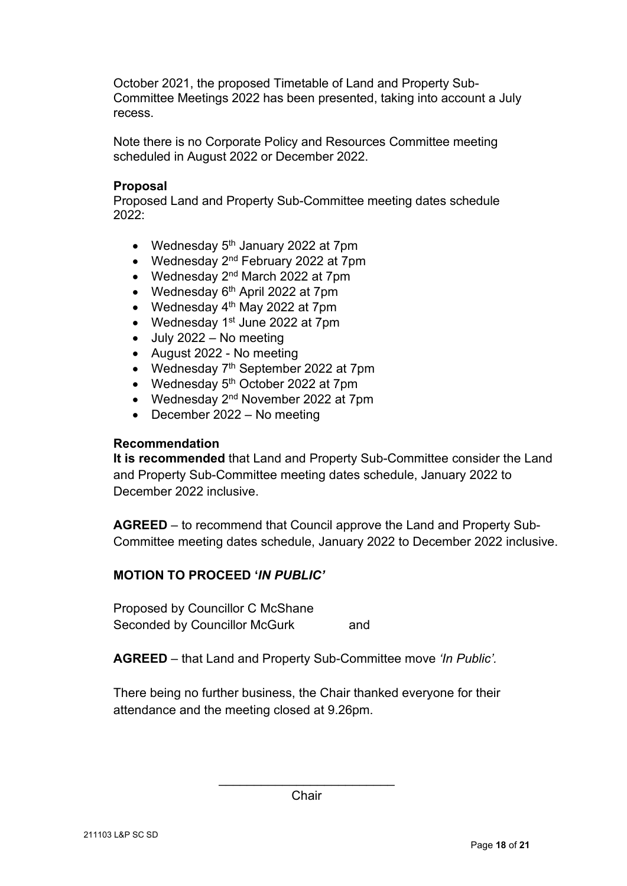October 2021, the proposed Timetable of Land and Property Sub-Committee Meetings 2022 has been presented, taking into account a July recess.

Note there is no Corporate Policy and Resources Committee meeting scheduled in August 2022 or December 2022.

**Proposal**
Proposed Land and Property Sub-Committee meeting dates schedule 2022:

- Wednesday 5th January 2022 at 7pm
- Wednesday 2nd February 2022 at 7pm
- Wednesday 2nd March 2022 at 7pm
- Wednesday 6th April 2022 at 7pm
- Wednesday 4th May 2022 at 7pm
- Wednesday 1st June 2022 at 7pm
- July 2022 – No meeting
- August 2022 - No meeting
- Wednesday 7th September 2022 at 7pm
- Wednesday 5th October 2022 at 7pm
- Wednesday 2nd November 2022 at 7pm
- December 2022 – No meeting

**Recommendation**
**It is recommended** that Land and Property Sub-Committee consider the Land and Property Sub-Committee meeting dates schedule, January 2022 to December 2022 inclusive.

**AGREED** – to recommend that Council approve the Land and Property Sub-Committee meeting dates schedule, January 2022 to December 2022 inclusive.

**MOTION TO PROCEED '*IN PUBLIC*'**

Proposed by Councillor C McShane
Seconded by Councillor McGurk and

**AGREED** – that Land and Property Sub-Committee move *'In Public'.*

There being no further business, the Chair thanked everyone for their attendance and the meeting closed at 9.26pm.

\_\_\_\_\_\_\_\_\_\_\_\_\_\_\_\_\_\_\_\_\_\_\_\_\_\_

Chair

211103 L&P SC SD